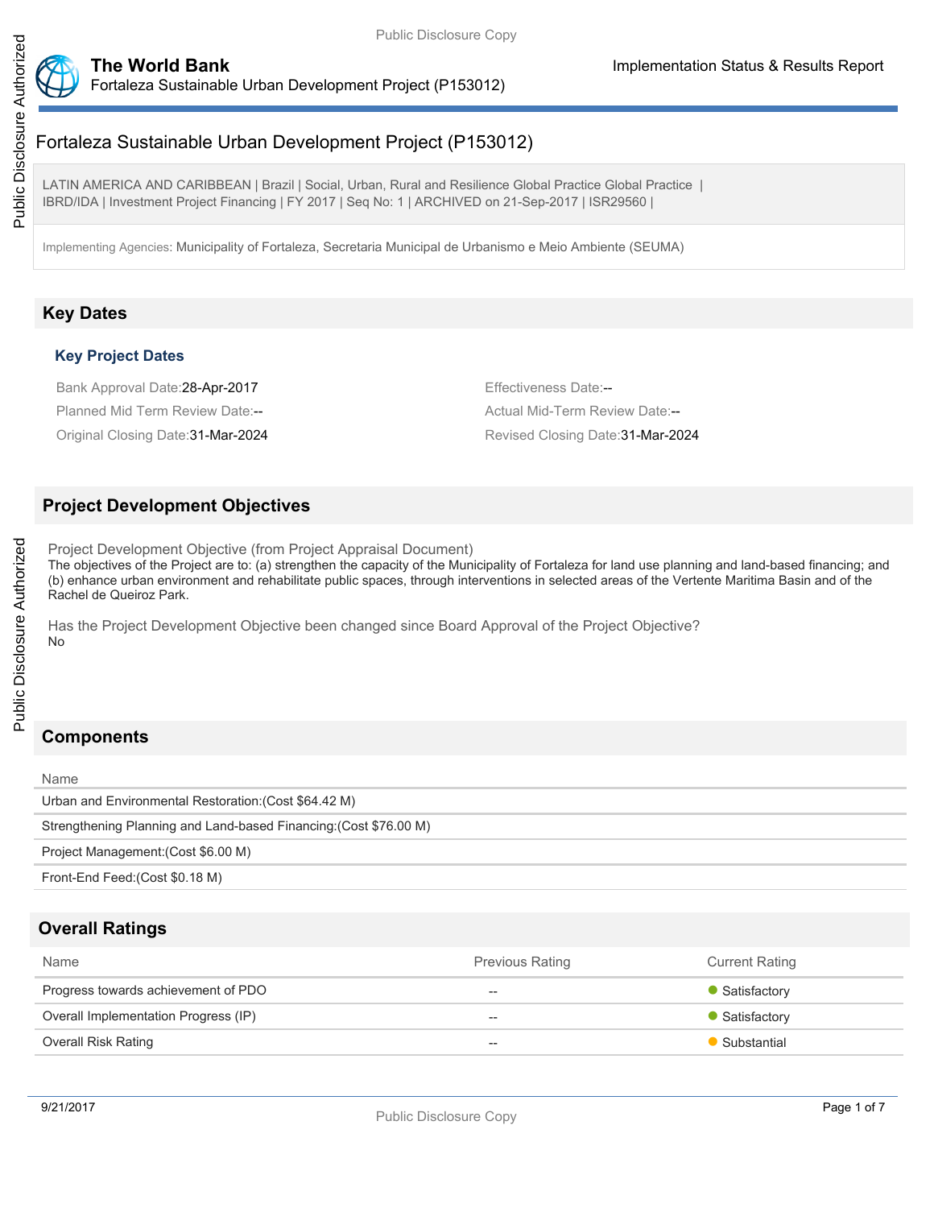# Fortaleza Sustainable Urban Development Project (P153012)

LATIN AMERICA AND CARIBBEAN | Brazil | Social, Urban, Rural and Resilience Global Practice Global Practice | IBRD/IDA | Investment Project Financing | FY 2017 | Seq No: 1 | ARCHIVED on 21-Sep-2017 | ISR29560 |

Implementing Agencies: Municipality of Fortaleza, Secretaria Municipal de Urbanismo e Meio Ambiente (SEUMA)

## Key Dates

### Key Project Dates

Bank Approval Date:28-Apr-2017

Effectiveness Date:--

Planned Mid Term Review Date:--

Actual Mid-Term Review Date:--

Original Closing Date:31-Mar-2024

Revised Closing Date:31-Mar-2024

## Project Development Objectives

Project Development Objective (from Project Appraisal Document)

The objectives of the Project are to: (a) strengthen the capacity of the Municipality of Fortaleza for land use planning and land-based financing; and (b) enhance urban environment and rehabilitate public spaces, through interventions in selected areas of the Vertente Maritima Basin and of the Rachel de Queiroz Park.

Has the Project Development Objective been changed since Board Approval of the Project Objective?

No

## Components

| Name |
|---|
| Urban and Environmental Restoration:(Cost $64.42 M) |
| Strengthening Planning and Land-based Financing:(Cost $76.00 M) |
| Project Management:(Cost $6.00 M) |
| Front-End Feed:(Cost $0.18 M) |

## Overall Ratings

| Name | Previous Rating | Current Rating |
|---|---|---|
| Progress towards achievement of PDO | -- | Satisfactory |
| Overall Implementation Progress (IP) | -- | Satisfactory |
| Overall Risk Rating | -- | Substantial |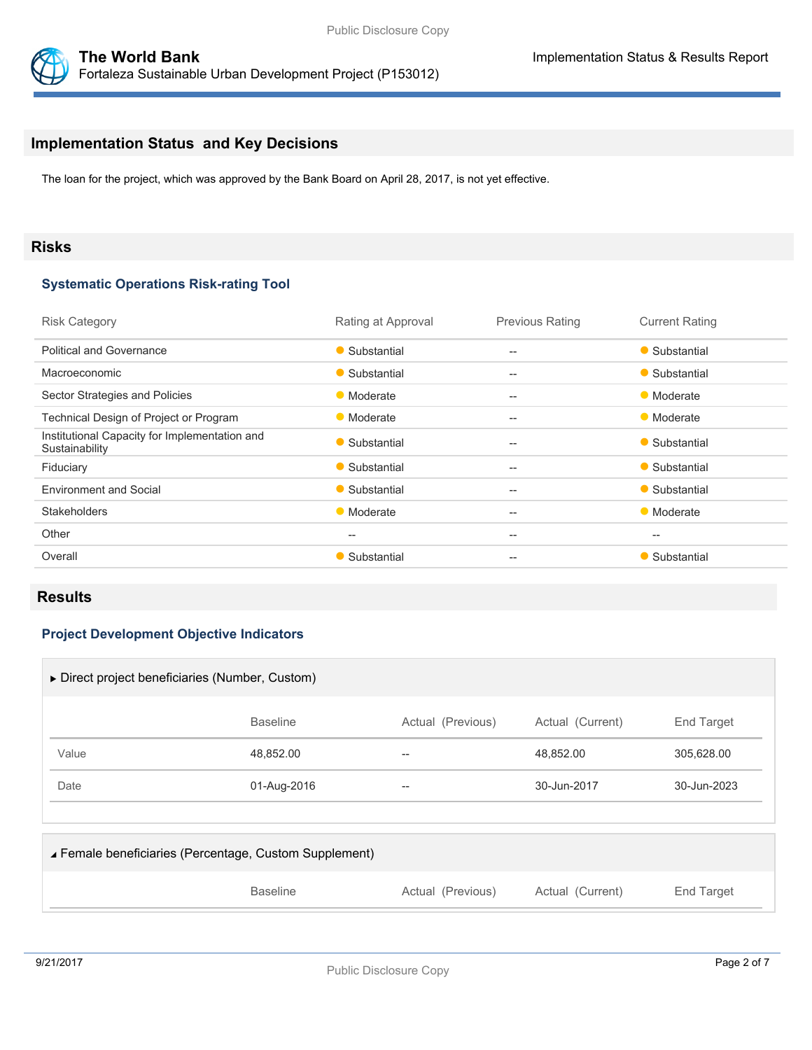## Implementation Status and Key Decisions

The loan for the project, which was approved by the Bank Board on April 28, 2017, is not yet effective.

## Risks

### Systematic Operations Risk-rating Tool

| Risk Category | Rating at Approval | Previous Rating | Current Rating |
|---|---|---|---|
| Political and Governance | Substantial | -- | Substantial |
| Macroeconomic | Substantial | -- | Substantial |
| Sector Strategies and Policies | Moderate | -- | Moderate |
| Technical Design of Project or Program | Moderate | -- | Moderate |
| Institutional Capacity for Implementation and Sustainability | Substantial | -- | Substantial |
| Fiduciary | Substantial | -- | Substantial |
| Environment and Social | Substantial | -- | Substantial |
| Stakeholders | Moderate | -- | Moderate |
| Other | -- | -- | -- |
| Overall | Substantial | -- | Substantial |

## Results

### Project Development Objective Indicators

▶ Direct project beneficiaries (Number, Custom)

| | Baseline | Actual (Previous) | Actual (Current) | End Target |
|---|---|---|---|---|
| Value | 48,852.00 | -- | 48,852.00 | 305,628.00 |
| Date | 01-Aug-2016 | -- | 30-Jun-2017 | 30-Jun-2023 |

◢ Female beneficiaries (Percentage, Custom Supplement)

| | Baseline | Actual (Previous) | Actual (Current) | End Target |
|---|---|---|---|---|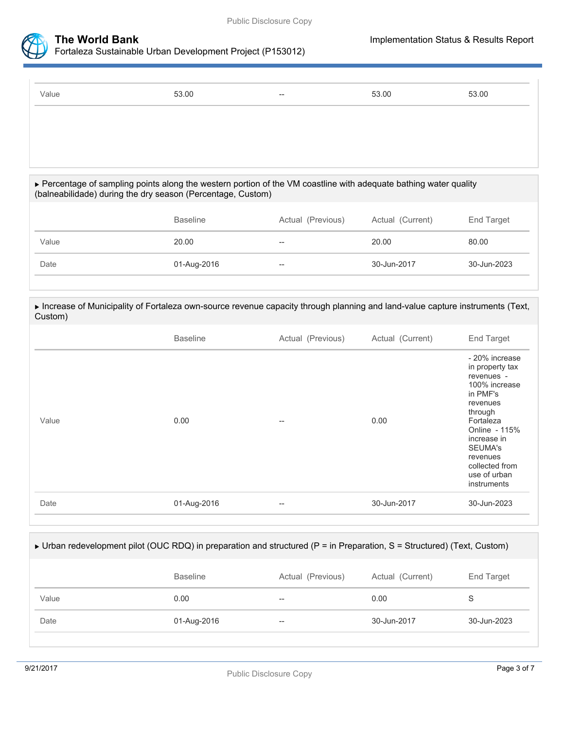| | | | | |
|---|---|---|---|---|
| Value | 53.00 | -- | 53.00 | 53.00 |

▸ Percentage of sampling points along the western portion of the VM coastline with adequate bathing water quality (balneabilidade) during the dry season (Percentage, Custom)

| | Baseline | Actual (Previous) | Actual (Current) | End Target |
|---|---|---|---|---|
| Value | 20.00 | -- | 20.00 | 80.00 |
| Date | 01-Aug-2016 | -- | 30-Jun-2017 | 30-Jun-2023 |

▸ Increase of Municipality of Fortaleza own-source revenue capacity through planning and land-value capture instruments (Text, Custom)

| | Baseline | Actual (Previous) | Actual (Current) | End Target |
|---|---|---|---|---|
| Value | 0.00 | -- | 0.00 | - 20% increase in property tax revenues - 100% increase in PMF's revenues through Fortaleza Online - 115% increase in SEUMA's revenues collected from use of urban instruments |
| Date | 01-Aug-2016 | -- | 30-Jun-2017 | 30-Jun-2023 |

▸ Urban redevelopment pilot (OUC RDQ) in preparation and structured (P = in Preparation, S = Structured) (Text, Custom)

| | Baseline | Actual (Previous) | Actual (Current) | End Target |
|---|---|---|---|---|
| Value | 0.00 | -- | 0.00 | S |
| Date | 01-Aug-2016 | -- | 30-Jun-2017 | 30-Jun-2023 |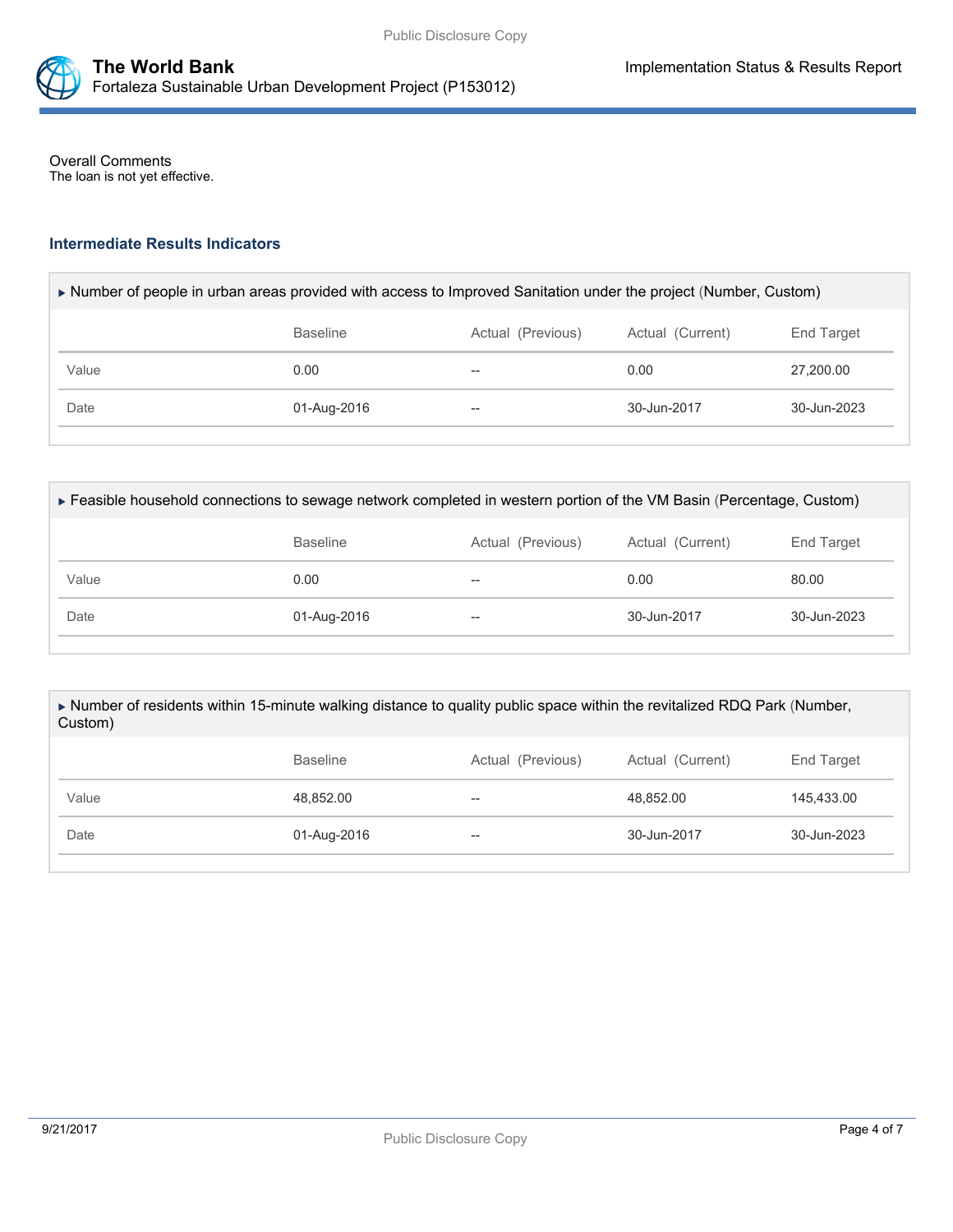Overall Comments

The loan is not yet effective.

### Intermediate Results Indicators

▶ Number of people in urban areas provided with access to Improved Sanitation under the project (Number, Custom)

| | Baseline | Actual (Previous) | Actual (Current) | End Target |
|---|---|---|---|---|
| Value | 0.00 | -- | 0.00 | 27,200.00 |
| Date | 01-Aug-2016 | -- | 30-Jun-2017 | 30-Jun-2023 |

▶ Feasible household connections to sewage network completed in western portion of the VM Basin (Percentage, Custom)

| | Baseline | Actual (Previous) | Actual (Current) | End Target |
|---|---|---|---|---|
| Value | 0.00 | -- | 0.00 | 80.00 |
| Date | 01-Aug-2016 | -- | 30-Jun-2017 | 30-Jun-2023 |

▶ Number of residents within 15-minute walking distance to quality public space within the revitalized RDQ Park (Number, Custom)

| | Baseline | Actual (Previous) | Actual (Current) | End Target |
|---|---|---|---|---|
| Value | 48,852.00 | -- | 48,852.00 | 145,433.00 |
| Date | 01-Aug-2016 | -- | 30-Jun-2017 | 30-Jun-2023 |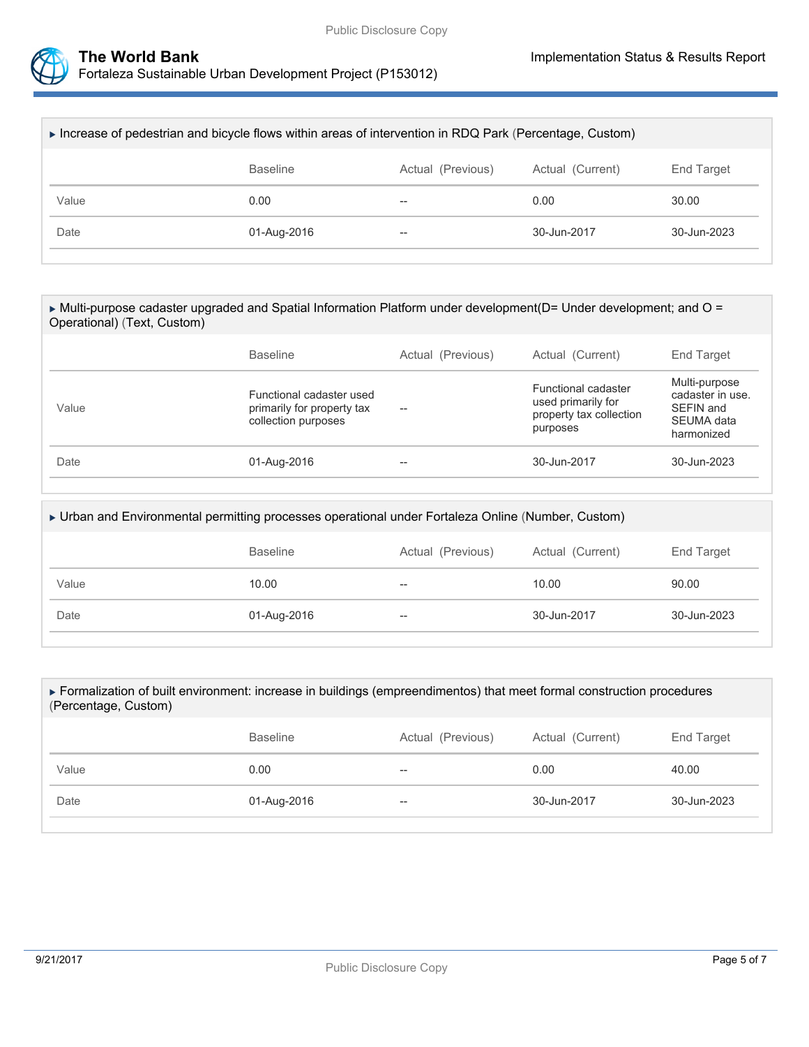▶ Increase of pedestrian and bicycle flows within areas of intervention in RDQ Park (Percentage, Custom)

| | Baseline | Actual (Previous) | Actual (Current) | End Target |
|---|---|---|---|---|
| Value | 0.00 | -- | 0.00 | 30.00 |
| Date | 01-Aug-2016 | -- | 30-Jun-2017 | 30-Jun-2023 |

▶ Multi-purpose cadaster upgraded and Spatial Information Platform under development(D= Under development; and O = Operational) (Text, Custom)

| | Baseline | Actual (Previous) | Actual (Current) | End Target |
|---|---|---|---|---|
| Value | Functional cadaster used primarily for property tax collection purposes | -- | Functional cadaster used primarily for property tax collection purposes | Multi-purpose cadaster in use. SEFIN and SEUMA data harmonized |
| Date | 01-Aug-2016 | -- | 30-Jun-2017 | 30-Jun-2023 |

▶ Urban and Environmental permitting processes operational under Fortaleza Online (Number, Custom)

| | Baseline | Actual (Previous) | Actual (Current) | End Target |
|---|---|---|---|---|
| Value | 10.00 | -- | 10.00 | 90.00 |
| Date | 01-Aug-2016 | -- | 30-Jun-2017 | 30-Jun-2023 |

▶ Formalization of built environment: increase in buildings (empreendimentos) that meet formal construction procedures (Percentage, Custom)

| | Baseline | Actual (Previous) | Actual (Current) | End Target |
|---|---|---|---|---|
| Value | 0.00 | -- | 0.00 | 40.00 |
| Date | 01-Aug-2016 | -- | 30-Jun-2017 | 30-Jun-2023 |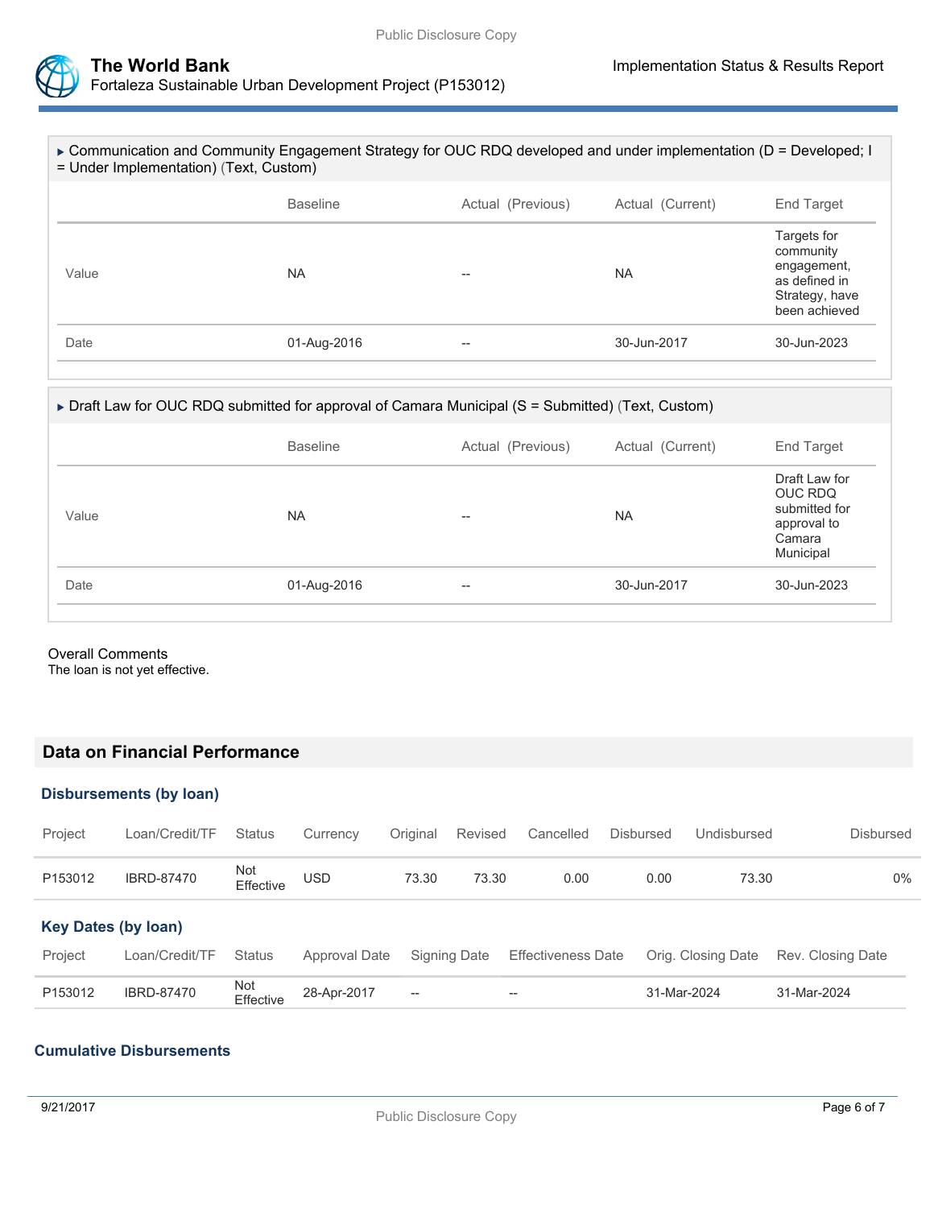▶ Communication and Community Engagement Strategy for OUC RDQ developed and under implementation (D = Developed; I = Under Implementation) (Text, Custom)

| | Baseline | Actual (Previous) | Actual (Current) | End Target |
|---|---|---|---|---|
| Value | NA | -- | NA | Targets for community engagement, as defined in Strategy, have been achieved |
| Date | 01-Aug-2016 | -- | 30-Jun-2017 | 30-Jun-2023 |

▶ Draft Law for OUC RDQ submitted for approval of Camara Municipal (S = Submitted) (Text, Custom)

| | Baseline | Actual (Previous) | Actual (Current) | End Target |
|---|---|---|---|---|
| Value | NA | -- | NA | Draft Law for OUC RDQ submitted for approval to Camara Municipal |
| Date | 01-Aug-2016 | -- | 30-Jun-2017 | 30-Jun-2023 |

Overall Comments

The loan is not yet effective.

## Data on Financial Performance

### Disbursements (by loan)

| Project | Loan/Credit/TF | Status | Currency | Original | Revised | Cancelled | Disbursed | Undisbursed | Disbursed |
|---|---|---|---|---|---|---|---|---|---|
| P153012 | IBRD-87470 | Not Effective | USD | 73.30 | 73.30 | 0.00 | 0.00 | 73.30 | 0% |

### Key Dates (by loan)

| Project | Loan/Credit/TF | Status | Approval Date | Signing Date | Effectiveness Date | Orig. Closing Date | Rev. Closing Date |
|---|---|---|---|---|---|---|---|
| P153012 | IBRD-87470 | Not Effective | 28-Apr-2017 | -- | -- | 31-Mar-2024 | 31-Mar-2024 |

### Cumulative Disbursements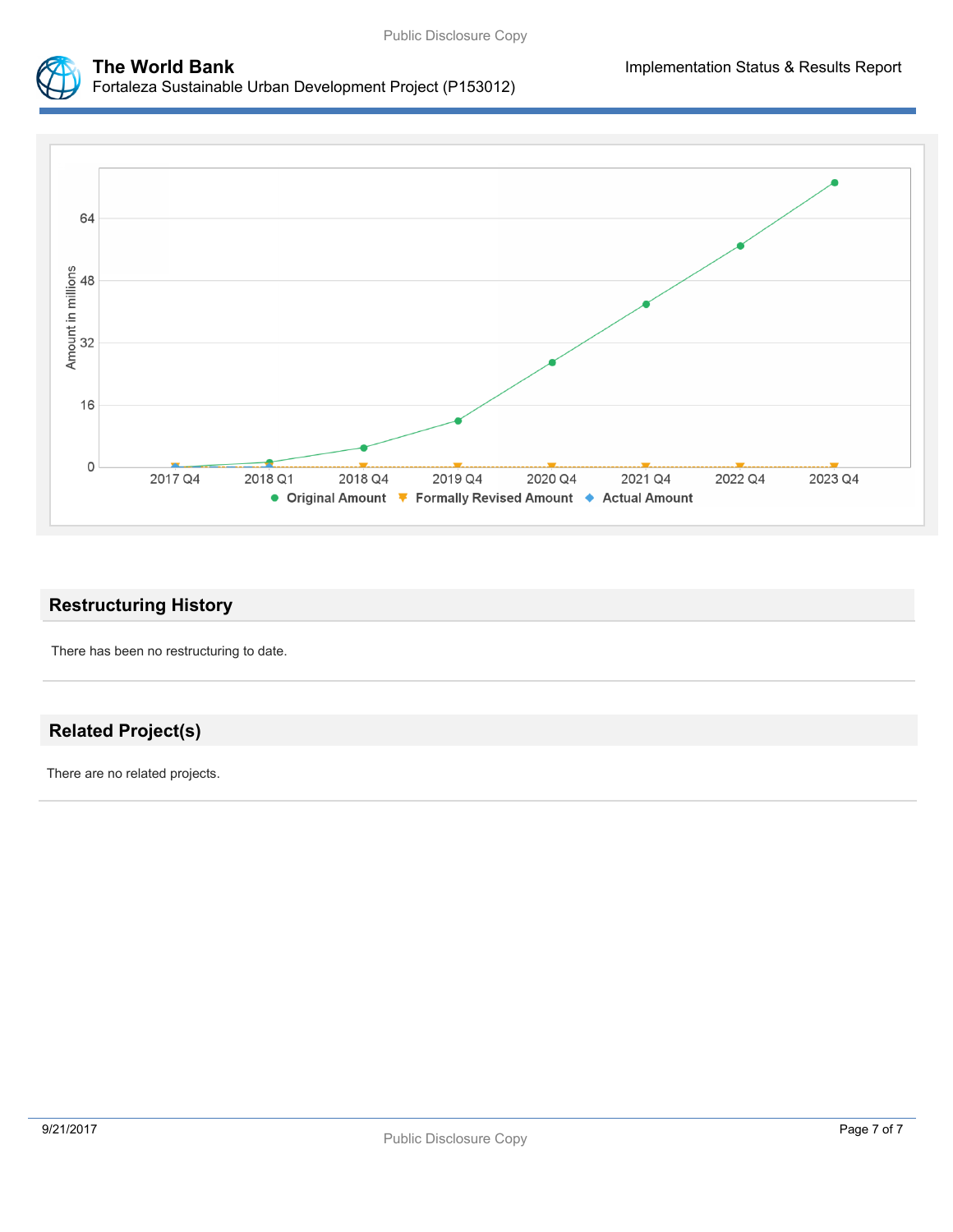Amount in millions

64

48

32

16

0

2017 Q4
2018 Q1
2018 Q4
2019 Q4
2020 Q4
2021 Q4
2022 Q4
2023 Q4

Original Amount
Formally Revised Amount
Actual Amount

## Restructuring History

There has been no restructuring to date.

## Related Project(s)

There are no related projects.